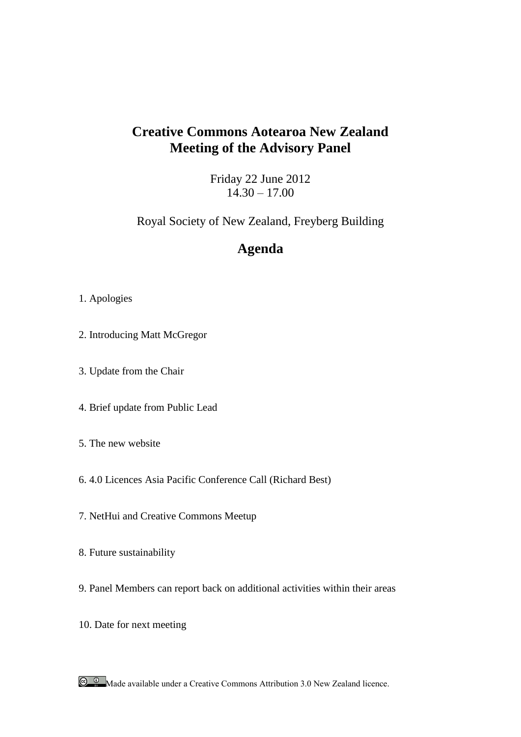# Creative Commons Aotearoa New Zealand
# Meeting of the Advisory Panel

Friday 22 June 2012
14.30 – 17.00

Royal Society of New Zealand, Freyberg Building

## Agenda

1. Apologies

2. Introducing Matt McGregor

3. Update from the Chair

4. Brief update from Public Lead

5. The new website

6. 4.0 Licences Asia Pacific Conference Call (Richard Best)

7. NetHui and Creative Commons Meetup

8. Future sustainability

9. Panel Members can report back on additional activities within their areas

10. Date for next meeting

Made available under a Creative Commons Attribution 3.0 New Zealand licence.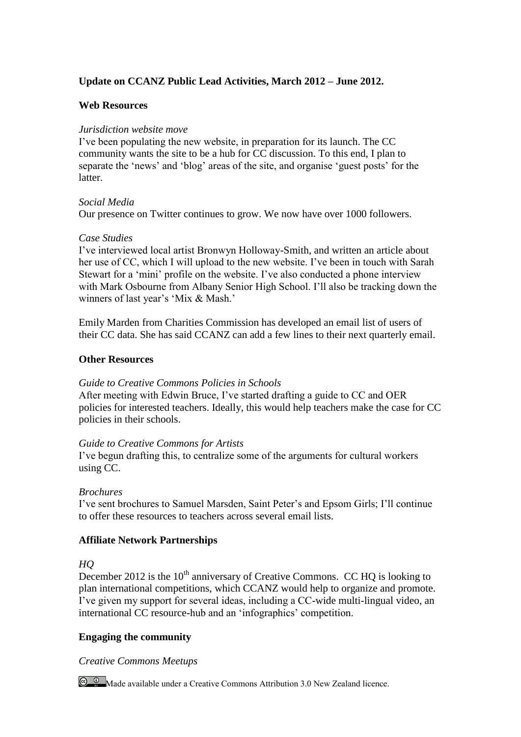**Update on CCANZ Public Lead Activities, March 2012 – June 2012.**

**Web Resources**

*Jurisdiction website move*

I've been populating the new website, in preparation for its launch. The CC community wants the site to be a hub for CC discussion. To this end, I plan to separate the 'news' and 'blog' areas of the site, and organise 'guest posts' for the latter.

*Social Media*

Our presence on Twitter continues to grow. We now have over 1000 followers.

*Case Studies*

I've interviewed local artist Bronwyn Holloway-Smith, and written an article about her use of CC, which I will upload to the new website. I've been in touch with Sarah Stewart for a 'mini' profile on the website. I've also conducted a phone interview with Mark Osbourne from Albany Senior High School. I'll also be tracking down the winners of last year's 'Mix & Mash.'

Emily Marden from Charities Commission has developed an email list of users of their CC data. She has said CCANZ can add a few lines to their next quarterly email.

**Other Resources**

*Guide to Creative Commons Policies in Schools*

After meeting with Edwin Bruce, I've started drafting a guide to CC and OER policies for interested teachers. Ideally, this would help teachers make the case for CC policies in their schools.

*Guide to Creative Commons for Artists*

I've begun drafting this, to centralize some of the arguments for cultural workers using CC.

*Brochures*

I've sent brochures to Samuel Marsden, Saint Peter's and Epsom Girls; I'll continue to offer these resources to teachers across several email lists.

**Affiliate Network Partnerships**

*HQ*

December 2012 is the 10th anniversary of Creative Commons. CC HQ is looking to plan international competitions, which CCANZ would help to organize and promote. I've given my support for several ideas, including a CC-wide multi-lingual video, an international CC resource-hub and an 'infographics' competition.

**Engaging the community**

*Creative Commons Meetups*

Made available under a Creative Commons Attribution 3.0 New Zealand licence.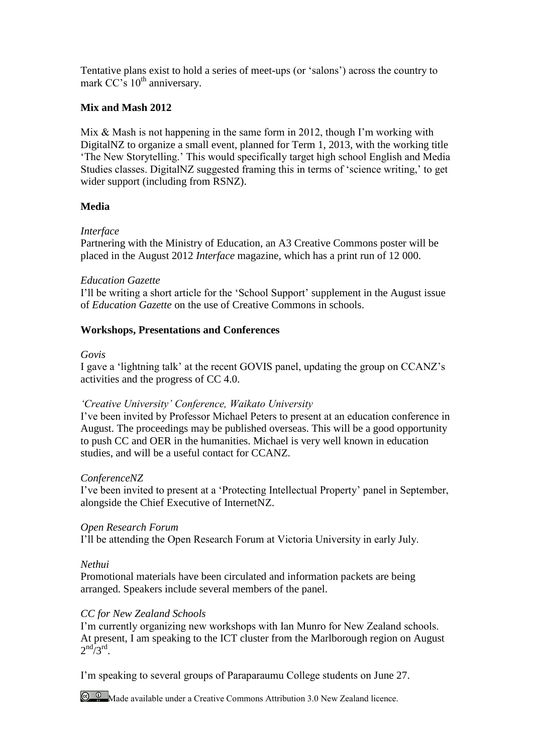Tentative plans exist to hold a series of meet-ups (or 'salons') across the country to mark CC's 10th anniversary.

**Mix and Mash 2012**

Mix & Mash is not happening in the same form in 2012, though I'm working with DigitalNZ to organize a small event, planned for Term 1, 2013, with the working title 'The New Storytelling.' This would specifically target high school English and Media Studies classes. DigitalNZ suggested framing this in terms of 'science writing,' to get wider support (including from RSNZ).

**Media**

*Interface*
Partnering with the Ministry of Education, an A3 Creative Commons poster will be placed in the August 2012 *Interface* magazine, which has a print run of 12 000.

*Education Gazette*
I'll be writing a short article for the 'School Support' supplement in the August issue of *Education Gazette* on the use of Creative Commons in schools.

**Workshops, Presentations and Conferences**

*Govis*
I gave a 'lightning talk' at the recent GOVIS panel, updating the group on CCANZ's activities and the progress of CC 4.0.

*'Creative University' Conference, Waikato University*
I've been invited by Professor Michael Peters to present at an education conference in August. The proceedings may be published overseas. This will be a good opportunity to push CC and OER in the humanities. Michael is very well known in education studies, and will be a useful contact for CCANZ.

*ConferenceNZ*
I've been invited to present at a 'Protecting Intellectual Property' panel in September, alongside the Chief Executive of InternetNZ.

*Open Research Forum*
I'll be attending the Open Research Forum at Victoria University in early July.

*Nethui*
Promotional materials have been circulated and information packets are being arranged. Speakers include several members of the panel.

*CC for New Zealand Schools*
I'm currently organizing new workshops with Ian Munro for New Zealand schools. At present, I am speaking to the ICT cluster from the Marlborough region on August 2nd/3rd.

I'm speaking to several groups of Paraparaumu College students on June 27.

Made available under a Creative Commons Attribution 3.0 New Zealand licence.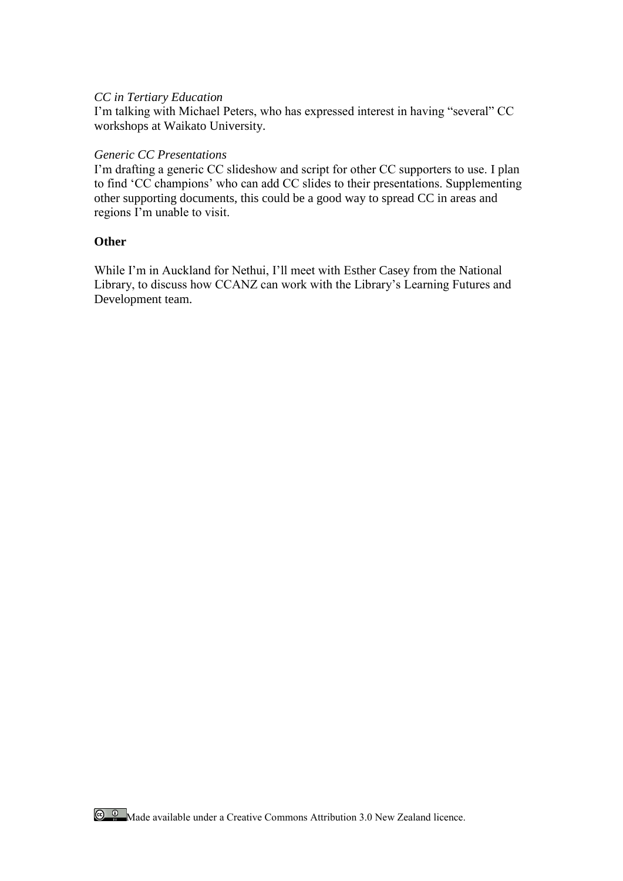*CC in Tertiary Education*

I'm talking with Michael Peters, who has expressed interest in having "several" CC workshops at Waikato University.

*Generic CC Presentations*

I'm drafting a generic CC slideshow and script for other CC supporters to use. I plan to find 'CC champions' who can add CC slides to their presentations. Supplementing other supporting documents, this could be a good way to spread CC in areas and regions I'm unable to visit.

**Other**

While I'm in Auckland for Nethui, I'll meet with Esther Casey from the National Library, to discuss how CCANZ can work with the Library's Learning Futures and Development team.

Made available under a Creative Commons Attribution 3.0 New Zealand licence.